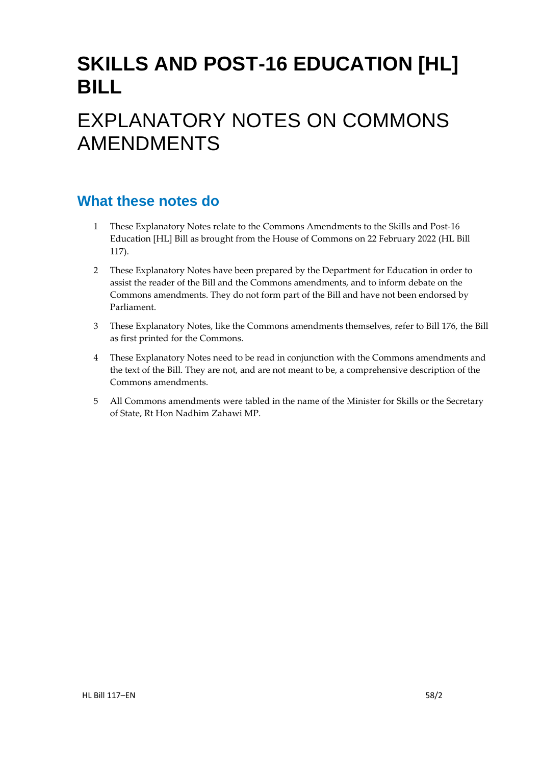# SKILLS AND POST-16 EDUCATION [HL] BILL

# EXPLANATORY NOTES ON COMMONS AMENDMENTS

## What these notes do

1. These Explanatory Notes relate to the Commons Amendments to the Skills and Post-16 Education [HL] Bill as brought from the House of Commons on 22 February 2022 (HL Bill 117).

2. These Explanatory Notes have been prepared by the Department for Education in order to assist the reader of the Bill and the Commons amendments, and to inform debate on the Commons amendments. They do not form part of the Bill and have not been endorsed by Parliament.

3. These Explanatory Notes, like the Commons amendments themselves, refer to Bill 176, the Bill as first printed for the Commons.

4. These Explanatory Notes need to be read in conjunction with the Commons amendments and the text of the Bill. They are not, and are not meant to be, a comprehensive description of the Commons amendments.

5. All Commons amendments were tabled in the name of the Minister for Skills or the Secretary of State, Rt Hon Nadhim Zahawi MP.

HL Bill 117–EN 58/2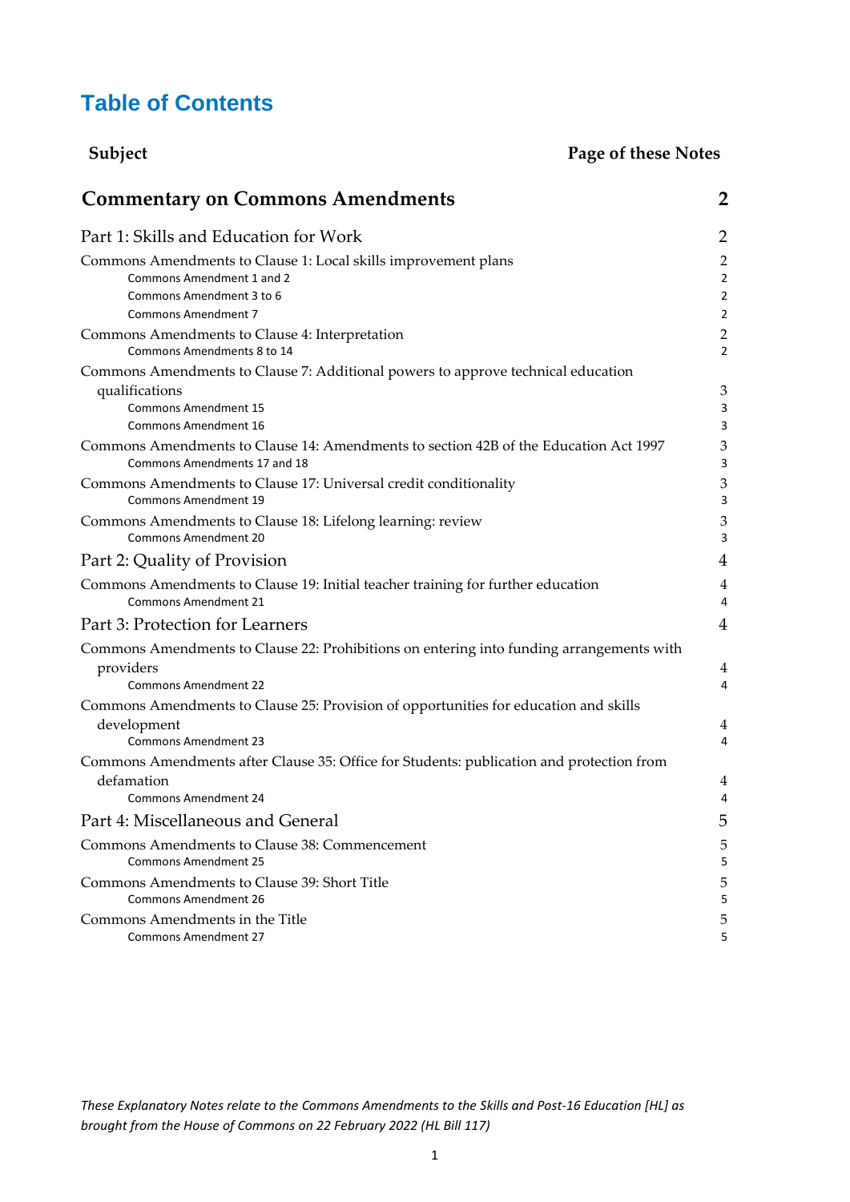# Table of Contents

| Subject | Page of these Notes |
|---|---|
| **Commentary on Commons Amendments** | **2** |
| Part 1: Skills and Education for Work | 2 |
| Commons Amendments to Clause 1: Local skills improvement plans | 2 |
| Commons Amendment 1 and 2 | 2 |
| Commons Amendment 3 to 6 | 2 |
| Commons Amendment 7 | 2 |
| Commons Amendments to Clause 4: Interpretation | 2 |
| Commons Amendments 8 to 14 | 2 |
| Commons Amendments to Clause 7: Additional powers to approve technical education qualifications | 3 |
| Commons Amendment 15 | 3 |
| Commons Amendment 16 | 3 |
| Commons Amendments to Clause 14: Amendments to section 42B of the Education Act 1997 | 3 |
| Commons Amendments 17 and 18 | 3 |
| Commons Amendments to Clause 17: Universal credit conditionality | 3 |
| Commons Amendment 19 | 3 |
| Commons Amendments to Clause 18: Lifelong learning: review | 3 |
| Commons Amendment 20 | 3 |
| Part 2: Quality of Provision | 4 |
| Commons Amendments to Clause 19: Initial teacher training for further education | 4 |
| Commons Amendment 21 | 4 |
| Part 3: Protection for Learners | 4 |
| Commons Amendments to Clause 22: Prohibitions on entering into funding arrangements with providers | 4 |
| Commons Amendment 22 | 4 |
| Commons Amendments to Clause 25: Provision of opportunities for education and skills development | 4 |
| Commons Amendment 23 | 4 |
| Commons Amendments after Clause 35: Office for Students: publication and protection from defamation | 4 |
| Commons Amendment 24 | 4 |
| Part 4: Miscellaneous and General | 5 |
| Commons Amendments to Clause 38: Commencement | 5 |
| Commons Amendment 25 | 5 |
| Commons Amendments to Clause 39: Short Title | 5 |
| Commons Amendment 26 | 5 |
| Commons Amendments in the Title | 5 |
| Commons Amendment 27 | 5 |

*These Explanatory Notes relate to the Commons Amendments to the Skills and Post-16 Education [HL] as brought from the House of Commons on 22 February 2022 (HL Bill 117)*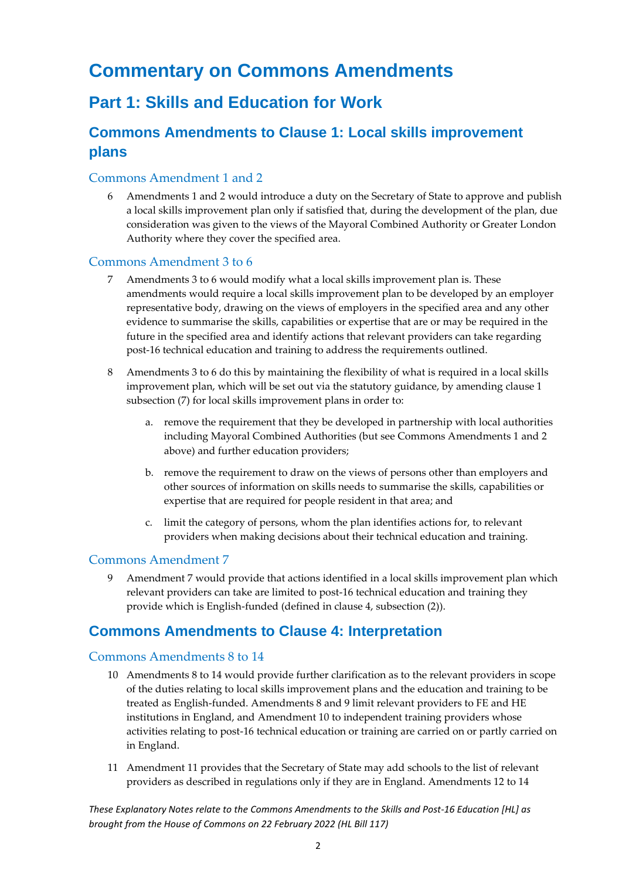# Commentary on Commons Amendments

## Part 1: Skills and Education for Work

## Commons Amendments to Clause 1: Local skills improvement plans

### Commons Amendment 1 and 2

6 Amendments 1 and 2 would introduce a duty on the Secretary of State to approve and publish a local skills improvement plan only if satisfied that, during the development of the plan, due consideration was given to the views of the Mayoral Combined Authority or Greater London Authority where they cover the specified area.

### Commons Amendment 3 to 6

7 Amendments 3 to 6 would modify what a local skills improvement plan is. These amendments would require a local skills improvement plan to be developed by an employer representative body, drawing on the views of employers in the specified area and any other evidence to summarise the skills, capabilities or expertise that are or may be required in the future in the specified area and identify actions that relevant providers can take regarding post-16 technical education and training to address the requirements outlined.

8 Amendments 3 to 6 do this by maintaining the flexibility of what is required in a local skills improvement plan, which will be set out via the statutory guidance, by amending clause 1 subsection (7) for local skills improvement plans in order to:

a. remove the requirement that they be developed in partnership with local authorities including Mayoral Combined Authorities (but see Commons Amendments 1 and 2 above) and further education providers;

b. remove the requirement to draw on the views of persons other than employers and other sources of information on skills needs to summarise the skills, capabilities or expertise that are required for people resident in that area; and

c. limit the category of persons, whom the plan identifies actions for, to relevant providers when making decisions about their technical education and training.

### Commons Amendment 7

9 Amendment 7 would provide that actions identified in a local skills improvement plan which relevant providers can take are limited to post-16 technical education and training they provide which is English-funded (defined in clause 4, subsection (2)).

## Commons Amendments to Clause 4: Interpretation

### Commons Amendments 8 to 14

10 Amendments 8 to 14 would provide further clarification as to the relevant providers in scope of the duties relating to local skills improvement plans and the education and training to be treated as English-funded. Amendments 8 and 9 limit relevant providers to FE and HE institutions in England, and Amendment 10 to independent training providers whose activities relating to post-16 technical education or training are carried on or partly carried on in England.

11 Amendment 11 provides that the Secretary of State may add schools to the list of relevant providers as described in regulations only if they are in England. Amendments 12 to 14

*These Explanatory Notes relate to the Commons Amendments to the Skills and Post-16 Education [HL] as brought from the House of Commons on 22 February 2022 (HL Bill 117)*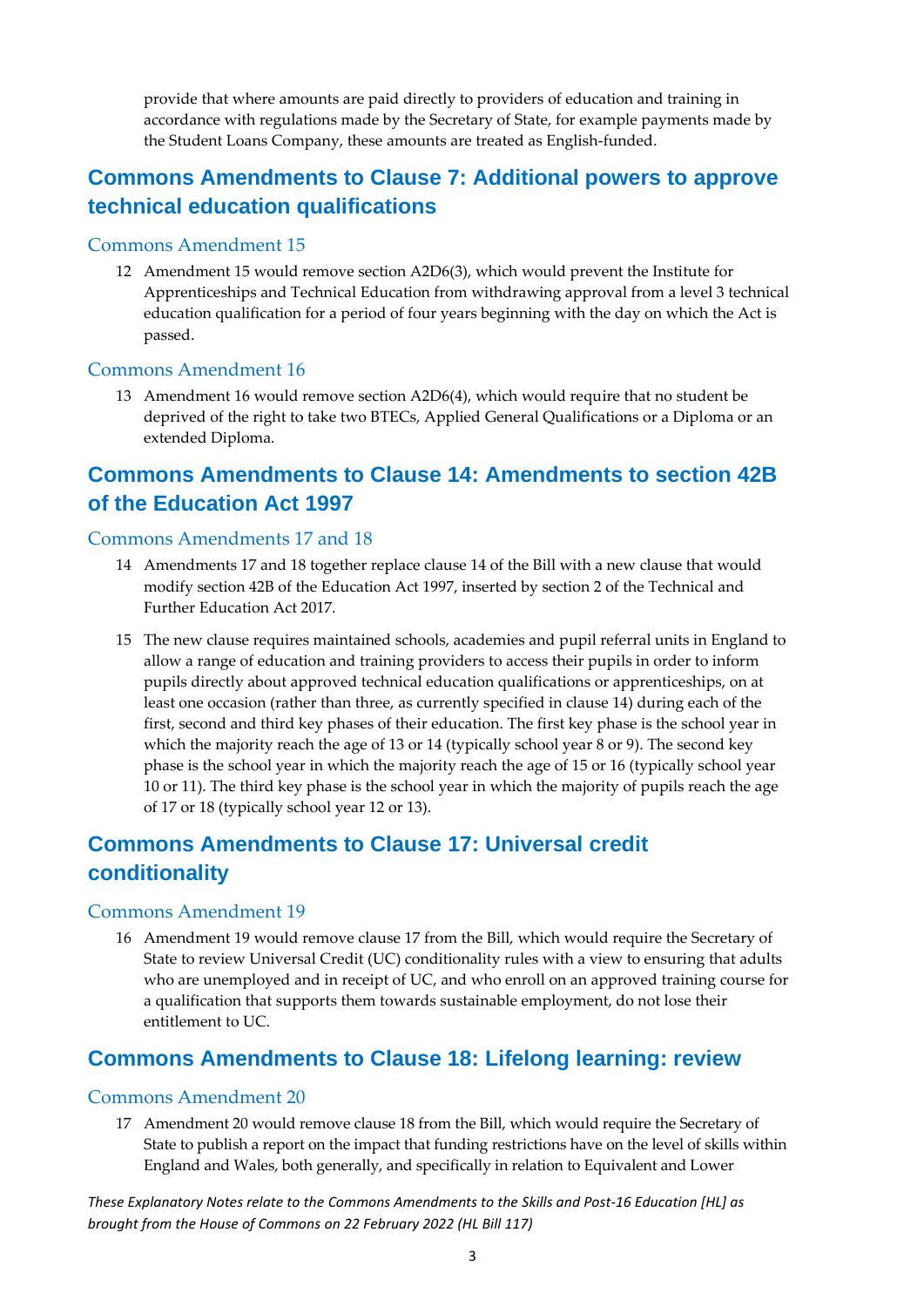provide that where amounts are paid directly to providers of education and training in accordance with regulations made by the Secretary of State, for example payments made by the Student Loans Company, these amounts are treated as English-funded.

## Commons Amendments to Clause 7: Additional powers to approve technical education qualifications

### Commons Amendment 15

12 Amendment 15 would remove section A2D6(3), which would prevent the Institute for Apprenticeships and Technical Education from withdrawing approval from a level 3 technical education qualification for a period of four years beginning with the day on which the Act is passed.

### Commons Amendment 16

13 Amendment 16 would remove section A2D6(4), which would require that no student be deprived of the right to take two BTECs, Applied General Qualifications or a Diploma or an extended Diploma.

## Commons Amendments to Clause 14: Amendments to section 42B of the Education Act 1997

### Commons Amendments 17 and 18

14 Amendments 17 and 18 together replace clause 14 of the Bill with a new clause that would modify section 42B of the Education Act 1997, inserted by section 2 of the Technical and Further Education Act 2017.

15 The new clause requires maintained schools, academies and pupil referral units in England to allow a range of education and training providers to access their pupils in order to inform pupils directly about approved technical education qualifications or apprenticeships, on at least one occasion (rather than three, as currently specified in clause 14) during each of the first, second and third key phases of their education. The first key phase is the school year in which the majority reach the age of 13 or 14 (typically school year 8 or 9). The second key phase is the school year in which the majority reach the age of 15 or 16 (typically school year 10 or 11). The third key phase is the school year in which the majority of pupils reach the age of 17 or 18 (typically school year 12 or 13).

## Commons Amendments to Clause 17: Universal credit conditionality

### Commons Amendment 19

16 Amendment 19 would remove clause 17 from the Bill, which would require the Secretary of State to review Universal Credit (UC) conditionality rules with a view to ensuring that adults who are unemployed and in receipt of UC, and who enroll on an approved training course for a qualification that supports them towards sustainable employment, do not lose their entitlement to UC.

## Commons Amendments to Clause 18: Lifelong learning: review

### Commons Amendment 20

17 Amendment 20 would remove clause 18 from the Bill, which would require the Secretary of State to publish a report on the impact that funding restrictions have on the level of skills within England and Wales, both generally, and specifically in relation to Equivalent and Lower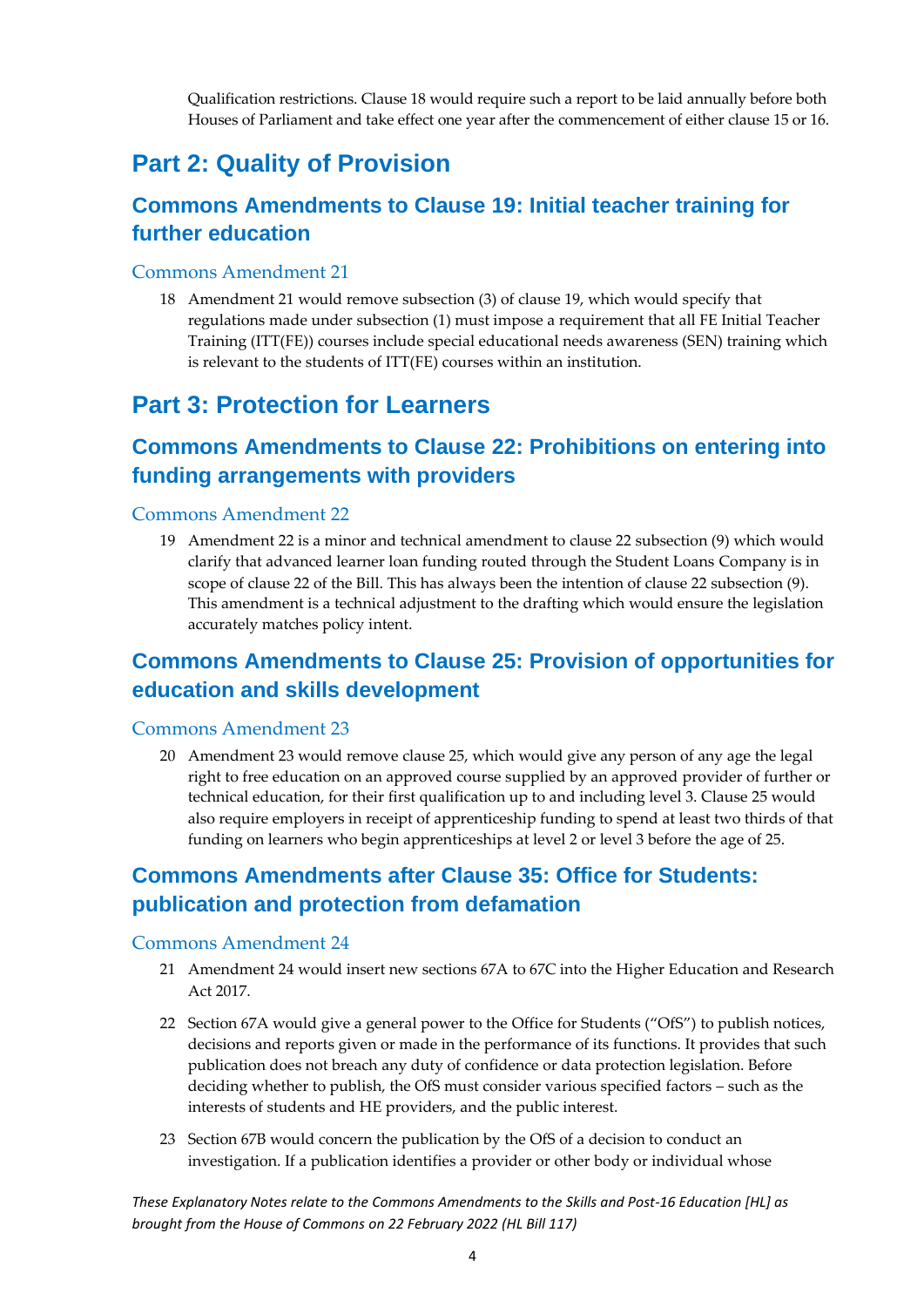Qualification restrictions. Clause 18 would require such a report to be laid annually before both Houses of Parliament and take effect one year after the commencement of either clause 15 or 16.

# Part 2: Quality of Provision

## Commons Amendments to Clause 19: Initial teacher training for further education

### Commons Amendment 21

18 Amendment 21 would remove subsection (3) of clause 19, which would specify that regulations made under subsection (1) must impose a requirement that all FE Initial Teacher Training (ITT(FE)) courses include special educational needs awareness (SEN) training which is relevant to the students of ITT(FE) courses within an institution.

# Part 3: Protection for Learners

## Commons Amendments to Clause 22: Prohibitions on entering into funding arrangements with providers

### Commons Amendment 22

19 Amendment 22 is a minor and technical amendment to clause 22 subsection (9) which would clarify that advanced learner loan funding routed through the Student Loans Company is in scope of clause 22 of the Bill. This has always been the intention of clause 22 subsection (9). This amendment is a technical adjustment to the drafting which would ensure the legislation accurately matches policy intent.

## Commons Amendments to Clause 25: Provision of opportunities for education and skills development

### Commons Amendment 23

20 Amendment 23 would remove clause 25, which would give any person of any age the legal right to free education on an approved course supplied by an approved provider of further or technical education, for their first qualification up to and including level 3. Clause 25 would also require employers in receipt of apprenticeship funding to spend at least two thirds of that funding on learners who begin apprenticeships at level 2 or level 3 before the age of 25.

## Commons Amendments after Clause 35: Office for Students: publication and protection from defamation

### Commons Amendment 24

21 Amendment 24 would insert new sections 67A to 67C into the Higher Education and Research Act 2017.

22 Section 67A would give a general power to the Office for Students ("OfS") to publish notices, decisions and reports given or made in the performance of its functions. It provides that such publication does not breach any duty of confidence or data protection legislation. Before deciding whether to publish, the OfS must consider various specified factors – such as the interests of students and HE providers, and the public interest.

23 Section 67B would concern the publication by the OfS of a decision to conduct an investigation. If a publication identifies a provider or other body or individual whose

*These Explanatory Notes relate to the Commons Amendments to the Skills and Post-16 Education [HL] as brought from the House of Commons on 22 February 2022 (HL Bill 117)*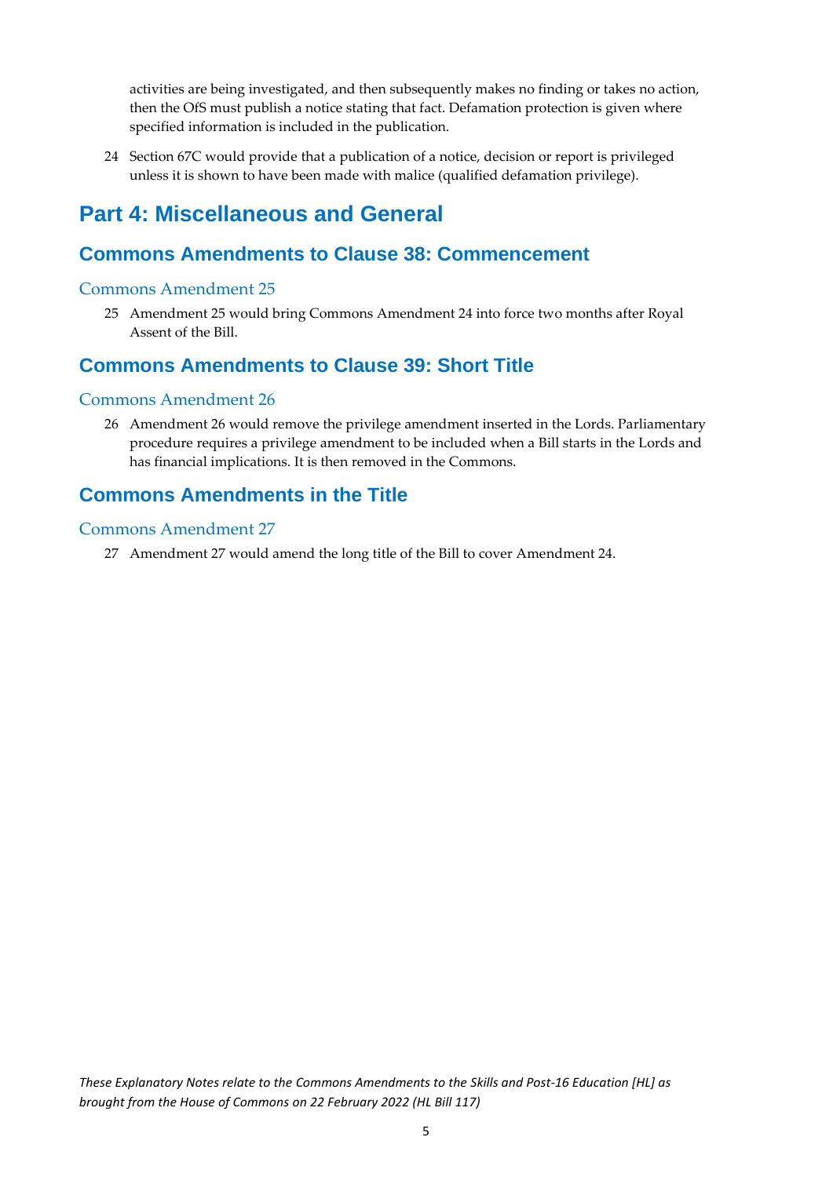activities are being investigated, and then subsequently makes no finding or takes no action, then the OfS must publish a notice stating that fact. Defamation protection is given where specified information is included in the publication.

24 Section 67C would provide that a publication of a notice, decision or report is privileged unless it is shown to have been made with malice (qualified defamation privilege).

# Part 4: Miscellaneous and General

## Commons Amendments to Clause 38: Commencement

### Commons Amendment 25

25 Amendment 25 would bring Commons Amendment 24 into force two months after Royal Assent of the Bill.

## Commons Amendments to Clause 39: Short Title

### Commons Amendment 26

26 Amendment 26 would remove the privilege amendment inserted in the Lords. Parliamentary procedure requires a privilege amendment to be included when a Bill starts in the Lords and has financial implications. It is then removed in the Commons.

## Commons Amendments in the Title

### Commons Amendment 27

27 Amendment 27 would amend the long title of the Bill to cover Amendment 24.

*These Explanatory Notes relate to the Commons Amendments to the Skills and Post-16 Education [HL] as brought from the House of Commons on 22 February 2022 (HL Bill 117)*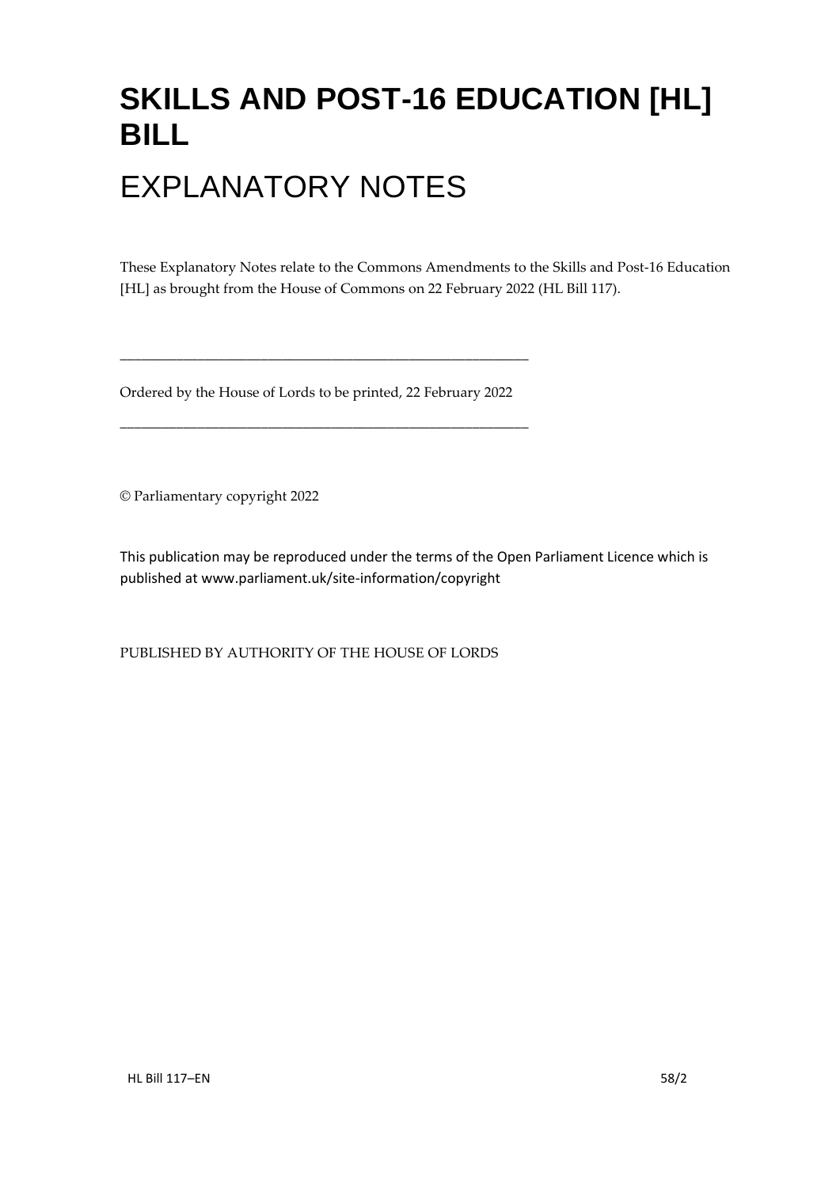# SKILLS AND POST-16 EDUCATION [HL] BILL

# EXPLANATORY NOTES

These Explanatory Notes relate to the Commons Amendments to the Skills and Post-16 Education [HL] as brought from the House of Commons on 22 February 2022 (HL Bill 117).

---

Ordered by the House of Lords to be printed, 22 February 2022

---

© Parliamentary copyright 2022

This publication may be reproduced under the terms of the Open Parliament Licence which is published at www.parliament.uk/site-information/copyright

PUBLISHED BY AUTHORITY OF THE HOUSE OF LORDS

HL Bill 117–EN 58/2